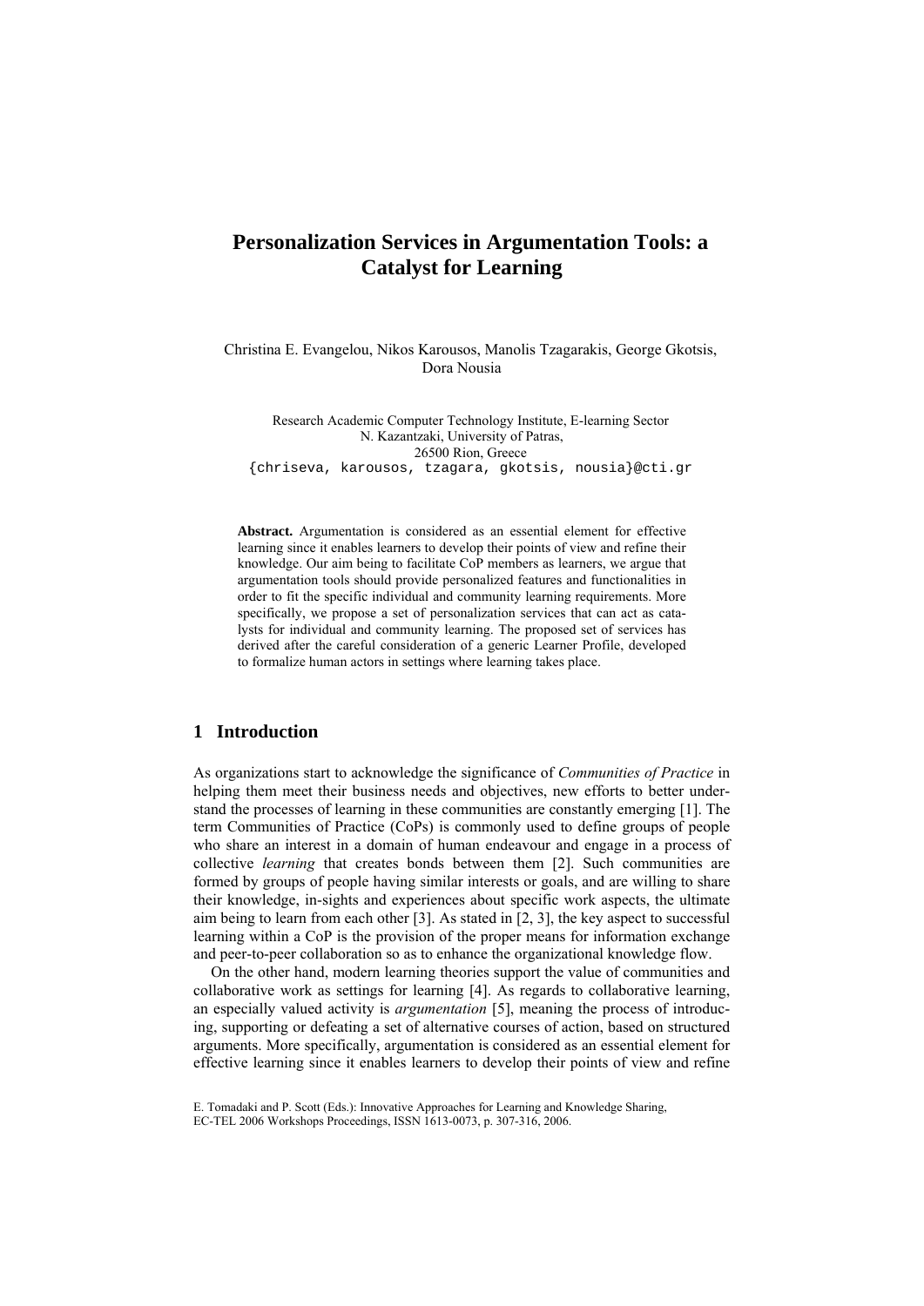# Personalization Services in Argumentation Tools: a Catalyst for Learning

Christina E. Evangelou, Nikos Karousos, Manolis Tzagarakis, George Gkotsis, Dora Nousia

Research Academic Computer Technology Institute, E-learning Sector
N. Kazantzaki, University of Patras,
26500 Rion, Greece
{chriseva, karousos, tzagara, gkotsis, nousia}@cti.gr

**Abstract.** Argumentation is considered as an essential element for effective learning since it enables learners to develop their points of view and refine their knowledge. Our aim being to facilitate CoP members as learners, we argue that argumentation tools should provide personalized features and functionalities in order to fit the specific individual and community learning requirements. More specifically, we propose a set of personalization services that can act as catalysts for individual and community learning. The proposed set of services has derived after the careful consideration of a generic Learner Profile, developed to formalize human actors in settings where learning takes place.

## 1 Introduction

As organizations start to acknowledge the significance of *Communities of Practice* in helping them meet their business needs and objectives, new efforts to better understand the processes of learning in these communities are constantly emerging [1]. The term Communities of Practice (CoPs) is commonly used to define groups of people who share an interest in a domain of human endeavour and engage in a process of collective *learning* that creates bonds between them [2]. Such communities are formed by groups of people having similar interests or goals, and are willing to share their knowledge, in-sights and experiences about specific work aspects, the ultimate aim being to learn from each other [3]. As stated in [2, 3], the key aspect to successful learning within a CoP is the provision of the proper means for information exchange and peer-to-peer collaboration so as to enhance the organizational knowledge flow.

On the other hand, modern learning theories support the value of communities and collaborative work as settings for learning [4]. As regards to collaborative learning, an especially valued activity is *argumentation* [5], meaning the process of introducing, supporting or defeating a set of alternative courses of action, based on structured arguments. More specifically, argumentation is considered as an essential element for effective learning since it enables learners to develop their points of view and refine

E. Tomadaki and P. Scott (Eds.): Innovative Approaches for Learning and Knowledge Sharing, EC-TEL 2006 Workshops Proceedings, ISSN 1613-0073, p. 307-316, 2006.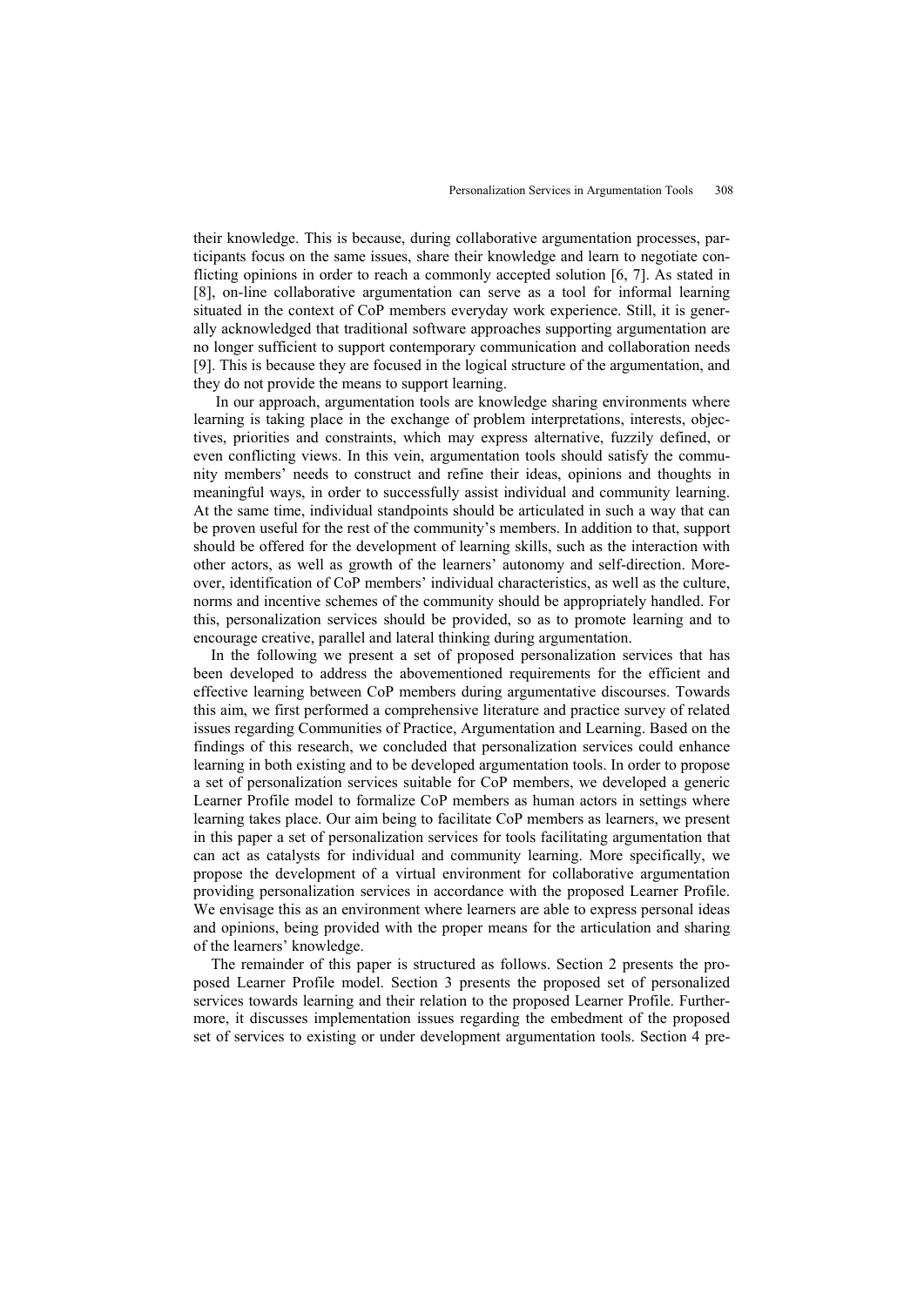their knowledge. This is because, during collaborative argumentation processes, participants focus on the same issues, share their knowledge and learn to negotiate conflicting opinions in order to reach a commonly accepted solution [6, 7]. As stated in [8], on-line collaborative argumentation can serve as a tool for informal learning situated in the context of CoP members everyday work experience. Still, it is generally acknowledged that traditional software approaches supporting argumentation are no longer sufficient to support contemporary communication and collaboration needs [9]. This is because they are focused in the logical structure of the argumentation, and they do not provide the means to support learning.

In our approach, argumentation tools are knowledge sharing environments where learning is taking place in the exchange of problem interpretations, interests, objectives, priorities and constraints, which may express alternative, fuzzily defined, or even conflicting views. In this vein, argumentation tools should satisfy the community members' needs to construct and refine their ideas, opinions and thoughts in meaningful ways, in order to successfully assist individual and community learning. At the same time, individual standpoints should be articulated in such a way that can be proven useful for the rest of the community's members. In addition to that, support should be offered for the development of learning skills, such as the interaction with other actors, as well as growth of the learners' autonomy and self-direction. Moreover, identification of CoP members' individual characteristics, as well as the culture, norms and incentive schemes of the community should be appropriately handled. For this, personalization services should be provided, so as to promote learning and to encourage creative, parallel and lateral thinking during argumentation.

In the following we present a set of proposed personalization services that has been developed to address the abovementioned requirements for the efficient and effective learning between CoP members during argumentative discourses. Towards this aim, we first performed a comprehensive literature and practice survey of related issues regarding Communities of Practice, Argumentation and Learning. Based on the findings of this research, we concluded that personalization services could enhance learning in both existing and to be developed argumentation tools. In order to propose a set of personalization services suitable for CoP members, we developed a generic Learner Profile model to formalize CoP members as human actors in settings where learning takes place. Our aim being to facilitate CoP members as learners, we present in this paper a set of personalization services for tools facilitating argumentation that can act as catalysts for individual and community learning. More specifically, we propose the development of a virtual environment for collaborative argumentation providing personalization services in accordance with the proposed Learner Profile. We envisage this as an environment where learners are able to express personal ideas and opinions, being provided with the proper means for the articulation and sharing of the learners' knowledge.

The remainder of this paper is structured as follows. Section 2 presents the proposed Learner Profile model. Section 3 presents the proposed set of personalized services towards learning and their relation to the proposed Learner Profile. Furthermore, it discusses implementation issues regarding the embedment of the proposed set of services to existing or under development argumentation tools. Section 4 pre-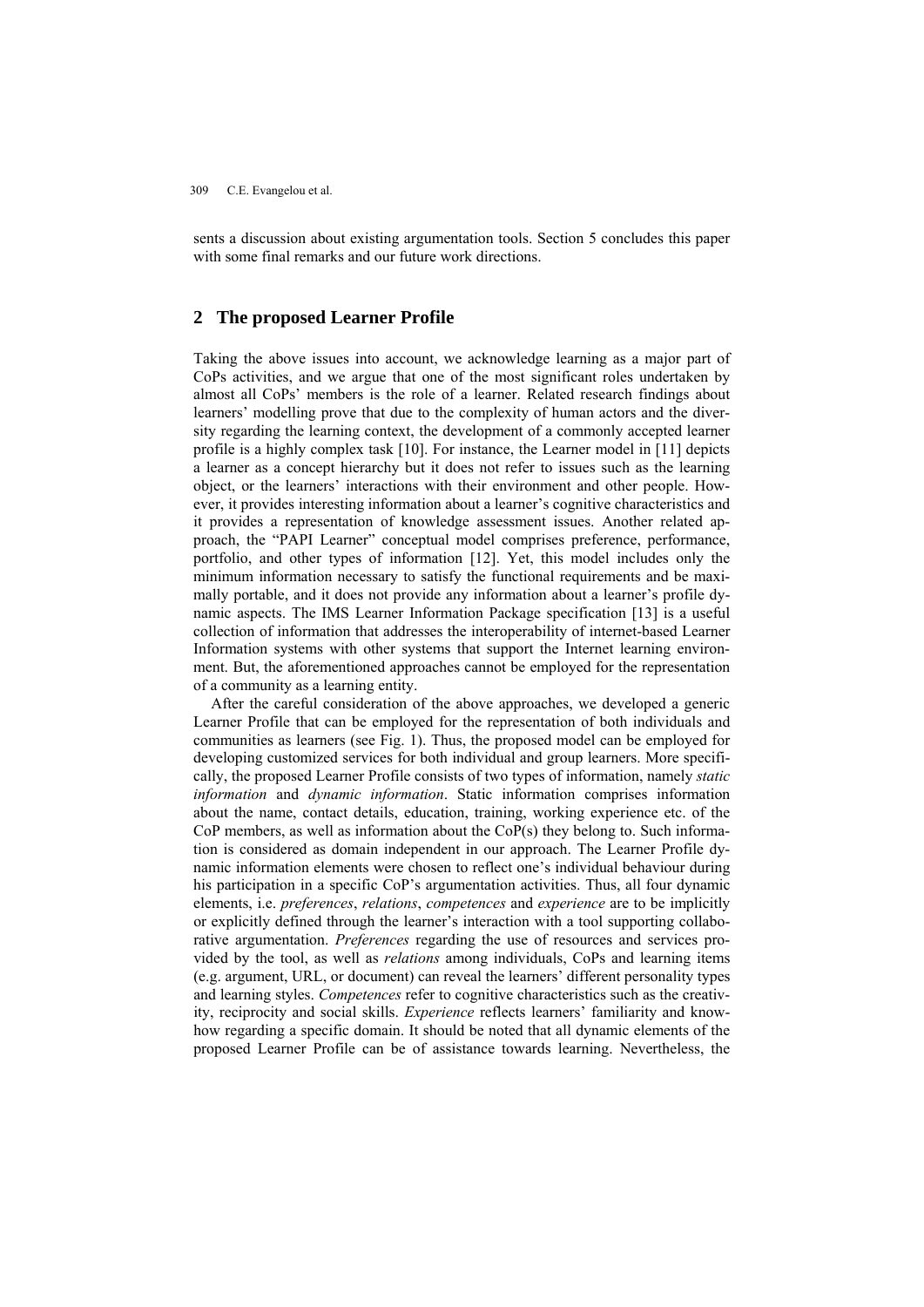sents a discussion about existing argumentation tools. Section 5 concludes this paper with some final remarks and our future work directions.

## 2 The proposed Learner Profile

Taking the above issues into account, we acknowledge learning as a major part of CoPs activities, and we argue that one of the most significant roles undertaken by almost all CoPs' members is the role of a learner. Related research findings about learners' modelling prove that due to the complexity of human actors and the diversity regarding the learning context, the development of a commonly accepted learner profile is a highly complex task [10]. For instance, the Learner model in [11] depicts a learner as a concept hierarchy but it does not refer to issues such as the learning object, or the learners' interactions with their environment and other people. However, it provides interesting information about a learner's cognitive characteristics and it provides a representation of knowledge assessment issues. Another related approach, the "PAPI Learner" conceptual model comprises preference, performance, portfolio, and other types of information [12]. Yet, this model includes only the minimum information necessary to satisfy the functional requirements and be maximally portable, and it does not provide any information about a learner's profile dynamic aspects. The IMS Learner Information Package specification [13] is a useful collection of information that addresses the interoperability of internet-based Learner Information systems with other systems that support the Internet learning environment. But, the aforementioned approaches cannot be employed for the representation of a community as a learning entity.

After the careful consideration of the above approaches, we developed a generic Learner Profile that can be employed for the representation of both individuals and communities as learners (see Fig. 1). Thus, the proposed model can be employed for developing customized services for both individual and group learners. More specifically, the proposed Learner Profile consists of two types of information, namely *static information* and *dynamic information*. Static information comprises information about the name, contact details, education, training, working experience etc. of the CoP members, as well as information about the CoP(s) they belong to. Such information is considered as domain independent in our approach. The Learner Profile dynamic information elements were chosen to reflect one's individual behaviour during his participation in a specific CoP's argumentation activities. Thus, all four dynamic elements, i.e. *preferences*, *relations*, *competences* and *experience* are to be implicitly or explicitly defined through the learner's interaction with a tool supporting collaborative argumentation. *Preferences* regarding the use of resources and services provided by the tool, as well as *relations* among individuals, CoPs and learning items (e.g. argument, URL, or document) can reveal the learners' different personality types and learning styles. *Competences* refer to cognitive characteristics such as the creativity, reciprocity and social skills. *Experience* reflects learners' familiarity and know-how regarding a specific domain. It should be noted that all dynamic elements of the proposed Learner Profile can be of assistance towards learning. Nevertheless, the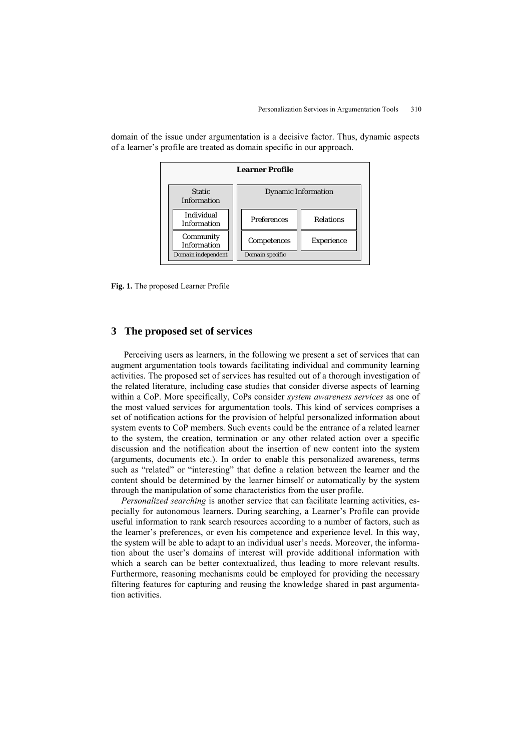domain of the issue under argumentation is a decisive factor. Thus, dynamic aspects of a learner's profile are treated as domain specific in our approach.

| Learner Profile | | |
|---|---|---|
| **Static Information** | **Dynamic Information** | |
| Individual Information | Preferences | Relations |
| Community Information | Competences | Experience |
| Domain independent | Domain specific | |

**Fig. 1.** The proposed Learner Profile

## 3 The proposed set of services

Perceiving users as learners, in the following we present a set of services that can augment argumentation tools towards facilitating individual and community learning activities. The proposed set of services has resulted out of a thorough investigation of the related literature, including case studies that consider diverse aspects of learning within a CoP. More specifically, CoPs consider *system awareness services* as one of the most valued services for argumentation tools. This kind of services comprises a set of notification actions for the provision of helpful personalized information about system events to CoP members. Such events could be the entrance of a related learner to the system, the creation, termination or any other related action over a specific discussion and the notification about the insertion of new content into the system (arguments, documents etc.). In order to enable this personalized awareness, terms such as "related" or "interesting" that define a relation between the learner and the content should be determined by the learner himself or automatically by the system through the manipulation of some characteristics from the user profile.

*Personalized searching* is another service that can facilitate learning activities, especially for autonomous learners. During searching, a Learner's Profile can provide useful information to rank search resources according to a number of factors, such as the learner's preferences, or even his competence and experience level. In this way, the system will be able to adapt to an individual user's needs. Moreover, the information about the user's domains of interest will provide additional information with which a search can be better contextualized, thus leading to more relevant results. Furthermore, reasoning mechanisms could be employed for providing the necessary filtering features for capturing and reusing the knowledge shared in past argumentation activities.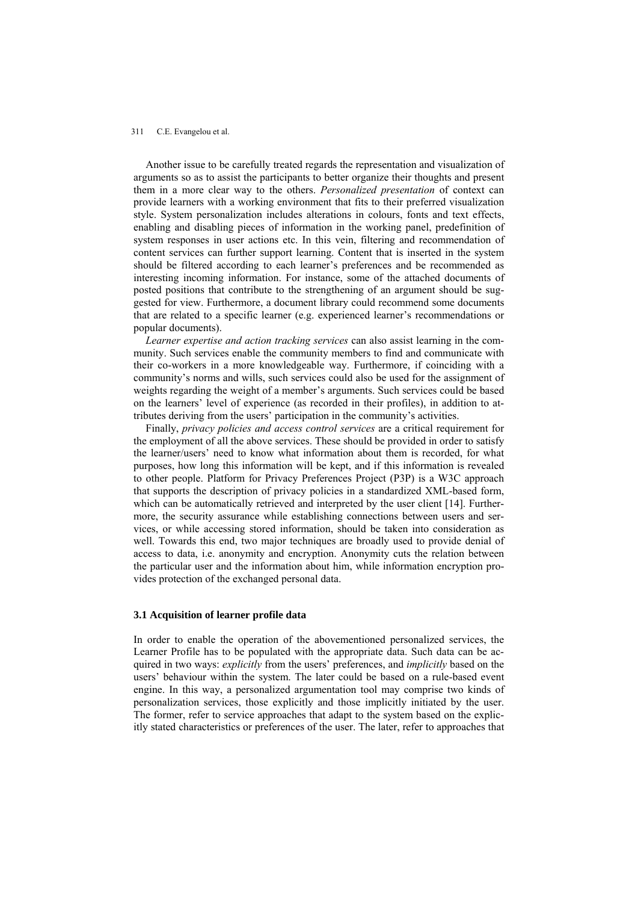Another issue to be carefully treated regards the representation and visualization of arguments so as to assist the participants to better organize their thoughts and present them in a more clear way to the others. *Personalized presentation* of context can provide learners with a working environment that fits to their preferred visualization style. System personalization includes alterations in colours, fonts and text effects, enabling and disabling pieces of information in the working panel, predefinition of system responses in user actions etc. In this vein, filtering and recommendation of content services can further support learning. Content that is inserted in the system should be filtered according to each learner's preferences and be recommended as interesting incoming information. For instance, some of the attached documents of posted positions that contribute to the strengthening of an argument should be suggested for view. Furthermore, a document library could recommend some documents that are related to a specific learner (e.g. experienced learner's recommendations or popular documents).

*Learner expertise and action tracking services* can also assist learning in the community. Such services enable the community members to find and communicate with their co-workers in a more knowledgeable way. Furthermore, if coinciding with a community's norms and wills, such services could also be used for the assignment of weights regarding the weight of a member's arguments. Such services could be based on the learners' level of experience (as recorded in their profiles), in addition to attributes deriving from the users' participation in the community's activities.

Finally, *privacy policies and access control services* are a critical requirement for the employment of all the above services. These should be provided in order to satisfy the learner/users' need to know what information about them is recorded, for what purposes, how long this information will be kept, and if this information is revealed to other people. Platform for Privacy Preferences Project (P3P) is a W3C approach that supports the description of privacy policies in a standardized XML-based form, which can be automatically retrieved and interpreted by the user client [14]. Furthermore, the security assurance while establishing connections between users and services, or while accessing stored information, should be taken into consideration as well. Towards this end, two major techniques are broadly used to provide denial of access to data, i.e. anonymity and encryption. Anonymity cuts the relation between the particular user and the information about him, while information encryption provides protection of the exchanged personal data.

### 3.1 Acquisition of learner profile data

In order to enable the operation of the abovementioned personalized services, the Learner Profile has to be populated with the appropriate data. Such data can be acquired in two ways: *explicitly* from the users' preferences, and *implicitly* based on the users' behaviour within the system. The later could be based on a rule-based event engine. In this way, a personalized argumentation tool may comprise two kinds of personalization services, those explicitly and those implicitly initiated by the user. The former, refer to service approaches that adapt to the system based on the explicitly stated characteristics or preferences of the user. The later, refer to approaches that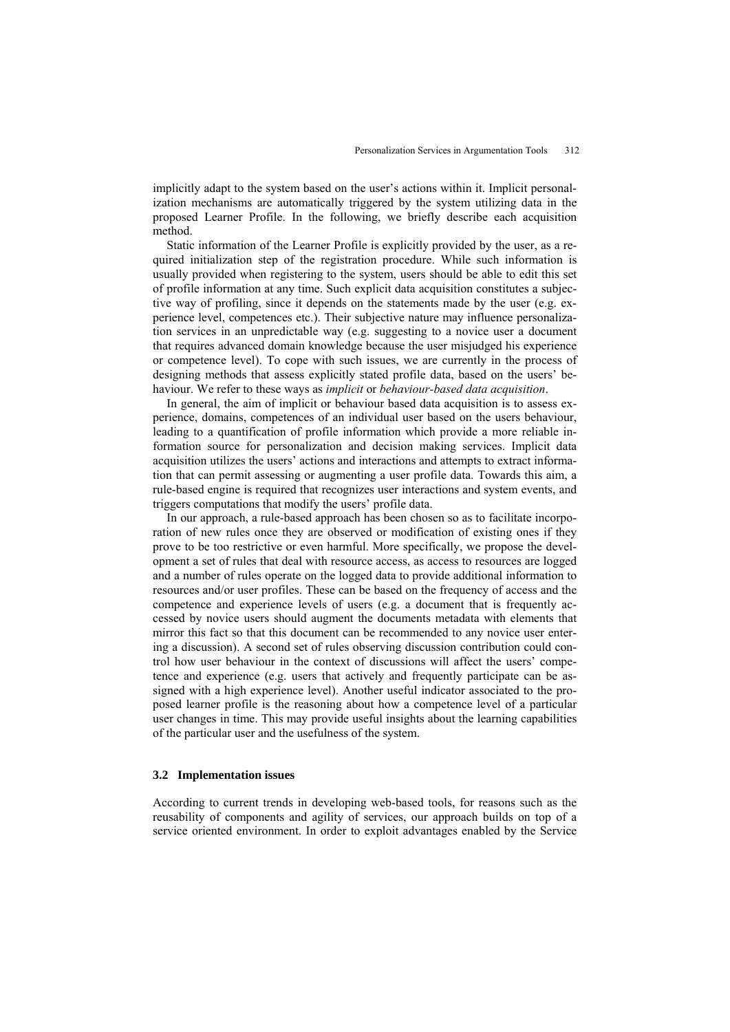implicitly adapt to the system based on the user's actions within it. Implicit personalization mechanisms are automatically triggered by the system utilizing data in the proposed Learner Profile. In the following, we briefly describe each acquisition method.

Static information of the Learner Profile is explicitly provided by the user, as a required initialization step of the registration procedure. While such information is usually provided when registering to the system, users should be able to edit this set of profile information at any time. Such explicit data acquisition constitutes a subjective way of profiling, since it depends on the statements made by the user (e.g. experience level, competences etc.). Their subjective nature may influence personalization services in an unpredictable way (e.g. suggesting to a novice user a document that requires advanced domain knowledge because the user misjudged his experience or competence level). To cope with such issues, we are currently in the process of designing methods that assess explicitly stated profile data, based on the users' behaviour. We refer to these ways as *implicit* or *behaviour-based data acquisition*.

In general, the aim of implicit or behaviour based data acquisition is to assess experience, domains, competences of an individual user based on the users behaviour, leading to a quantification of profile information which provide a more reliable information source for personalization and decision making services. Implicit data acquisition utilizes the users' actions and interactions and attempts to extract information that can permit assessing or augmenting a user profile data. Towards this aim, a rule-based engine is required that recognizes user interactions and system events, and triggers computations that modify the users' profile data.

In our approach, a rule-based approach has been chosen so as to facilitate incorporation of new rules once they are observed or modification of existing ones if they prove to be too restrictive or even harmful. More specifically, we propose the development a set of rules that deal with resource access, as access to resources are logged and a number of rules operate on the logged data to provide additional information to resources and/or user profiles. These can be based on the frequency of access and the competence and experience levels of users (e.g. a document that is frequently accessed by novice users should augment the documents metadata with elements that mirror this fact so that this document can be recommended to any novice user entering a discussion). A second set of rules observing discussion contribution could control how user behaviour in the context of discussions will affect the users' competence and experience (e.g. users that actively and frequently participate can be assigned with a high experience level). Another useful indicator associated to the proposed learner profile is the reasoning about how a competence level of a particular user changes in time. This may provide useful insights about the learning capabilities of the particular user and the usefulness of the system.

### 3.2 Implementation issues

According to current trends in developing web-based tools, for reasons such as the reusability of components and agility of services, our approach builds on top of a service oriented environment. In order to exploit advantages enabled by the Service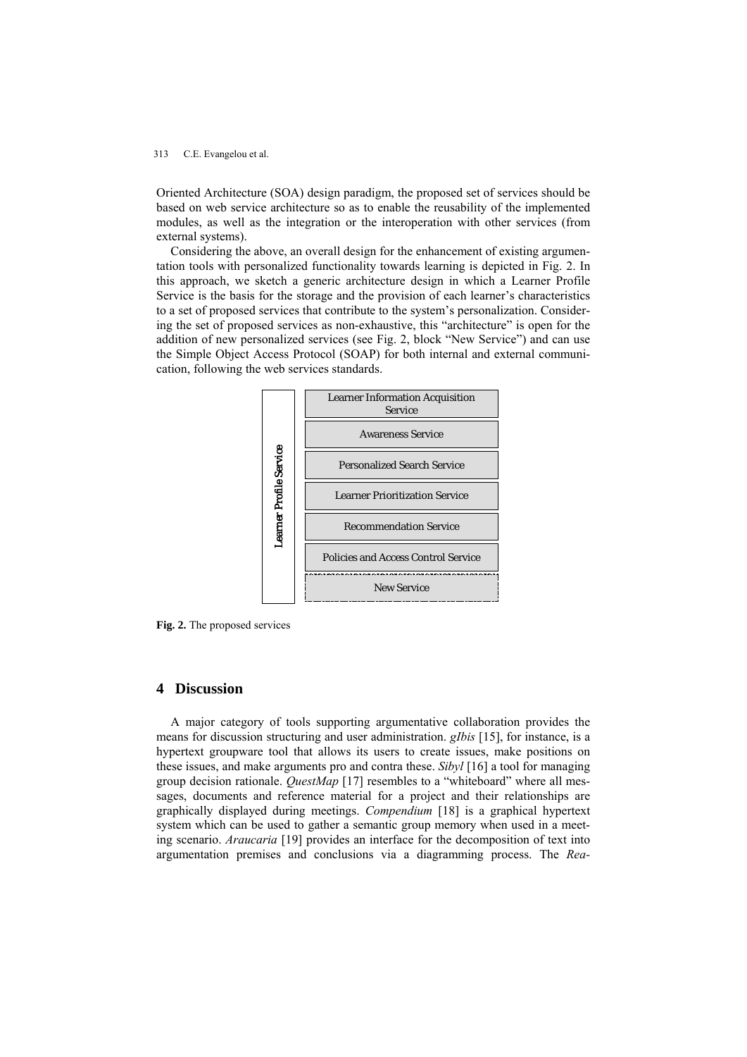Oriented Architecture (SOA) design paradigm, the proposed set of services should be based on web service architecture so as to enable the reusability of the implemented modules, as well as the integration or the interoperation with other services (from external systems).

Considering the above, an overall design for the enhancement of existing argumentation tools with personalized functionality towards learning is depicted in Fig. 2. In this approach, we sketch a generic architecture design in which a Learner Profile Service is the basis for the storage and the provision of each learner's characteristics to a set of proposed services that contribute to the system's personalization. Considering the set of proposed services as non-exhaustive, this "architecture" is open for the addition of new personalized services (see Fig. 2, block "New Service") and can use the Simple Object Access Protocol (SOAP) for both internal and external communication, following the web services standards.

Learner Profile Service

- Learner Information Acquisition Service
- Awareness Service
- Personalized Search Service
- Learner Prioritization Service
- Recommendation Service
- Policies and Access Control Service
- New Service

**Fig. 2.** The proposed services

## 4 Discussion

A major category of tools supporting argumentative collaboration provides the means for discussion structuring and user administration. *gIbis* [15], for instance, is a hypertext groupware tool that allows its users to create issues, make positions on these issues, and make arguments pro and contra these. *Sibyl* [16] a tool for managing group decision rationale. *QuestMap* [17] resembles to a "whiteboard" where all messages, documents and reference material for a project and their relationships are graphically displayed during meetings. *Compendium* [18] is a graphical hypertext system which can be used to gather a semantic group memory when used in a meeting scenario. *Araucaria* [19] provides an interface for the decomposition of text into argumentation premises and conclusions via a diagramming process. The *Rea-*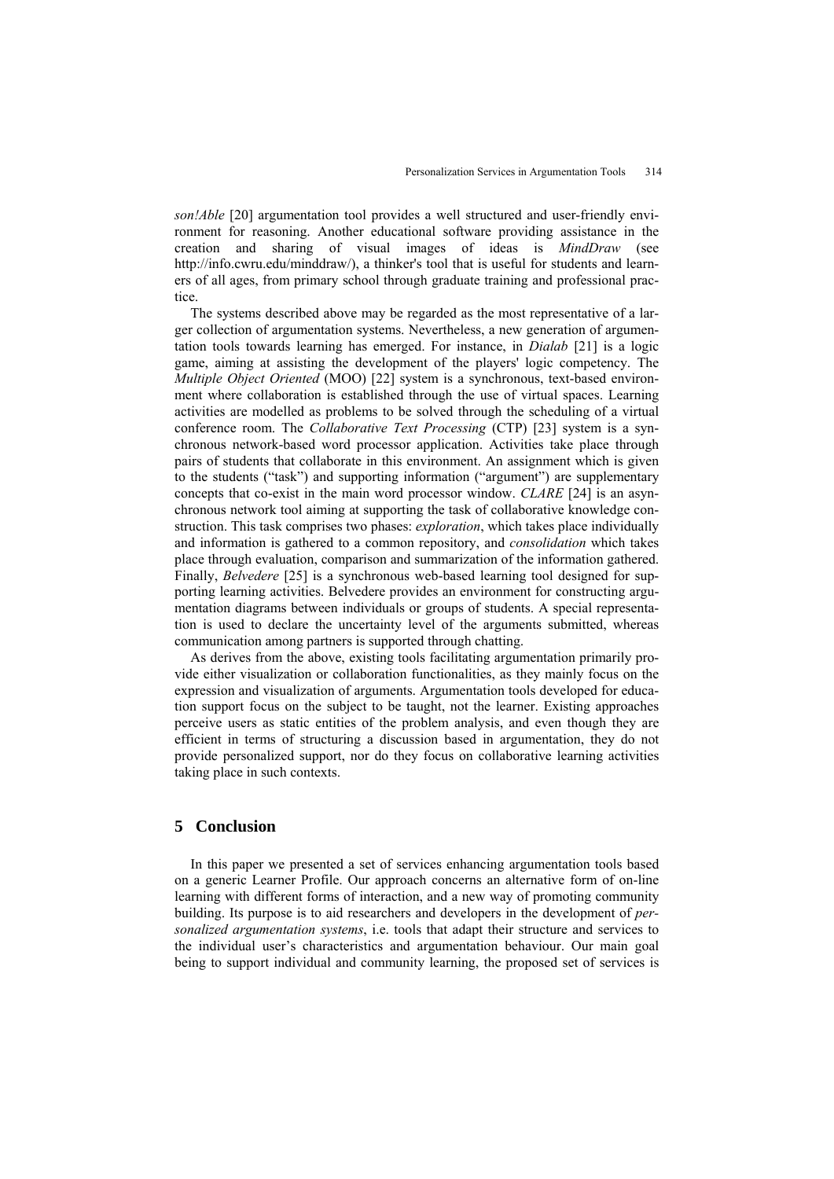*son!Able* [20] argumentation tool provides a well structured and user-friendly environment for reasoning. Another educational software providing assistance in the creation and sharing of visual images of ideas is *MindDraw* (see http://info.cwru.edu/minddraw/), a thinker's tool that is useful for students and learners of all ages, from primary school through graduate training and professional practice.

The systems described above may be regarded as the most representative of a larger collection of argumentation systems. Nevertheless, a new generation of argumentation tools towards learning has emerged. For instance, in *Dialab* [21] is a logic game, aiming at assisting the development of the players' logic competency. The *Multiple Object Oriented* (MOO) [22] system is a synchronous, text-based environment where collaboration is established through the use of virtual spaces. Learning activities are modelled as problems to be solved through the scheduling of a virtual conference room. The *Collaborative Text Processing* (CTP) [23] system is a synchronous network-based word processor application. Activities take place through pairs of students that collaborate in this environment. An assignment which is given to the students ("task") and supporting information ("argument") are supplementary concepts that co-exist in the main word processor window. *CLARE* [24] is an asynchronous network tool aiming at supporting the task of collaborative knowledge construction. This task comprises two phases: *exploration*, which takes place individually and information is gathered to a common repository, and *consolidation* which takes place through evaluation, comparison and summarization of the information gathered. Finally, *Belvedere* [25] is a synchronous web-based learning tool designed for supporting learning activities. Belvedere provides an environment for constructing argumentation diagrams between individuals or groups of students. A special representation is used to declare the uncertainty level of the arguments submitted, whereas communication among partners is supported through chatting.

As derives from the above, existing tools facilitating argumentation primarily provide either visualization or collaboration functionalities, as they mainly focus on the expression and visualization of arguments. Argumentation tools developed for education support focus on the subject to be taught, not the learner. Existing approaches perceive users as static entities of the problem analysis, and even though they are efficient in terms of structuring a discussion based in argumentation, they do not provide personalized support, nor do they focus on collaborative learning activities taking place in such contexts.

## 5 Conclusion

In this paper we presented a set of services enhancing argumentation tools based on a generic Learner Profile. Our approach concerns an alternative form of on-line learning with different forms of interaction, and a new way of promoting community building. Its purpose is to aid researchers and developers in the development of *personalized argumentation systems*, i.e. tools that adapt their structure and services to the individual user's characteristics and argumentation behaviour. Our main goal being to support individual and community learning, the proposed set of services is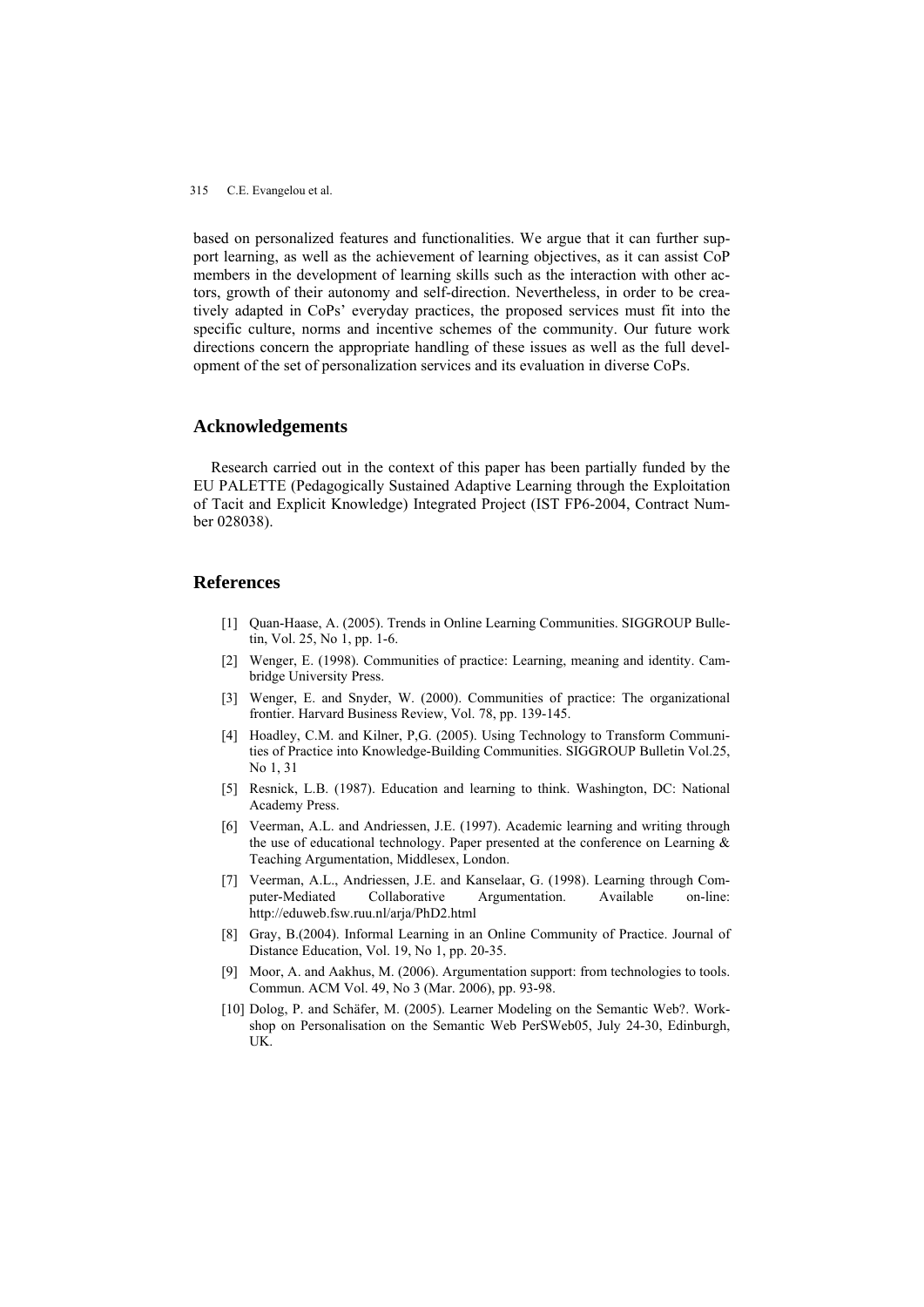based on personalized features and functionalities. We argue that it can further support learning, as well as the achievement of learning objectives, as it can assist CoP members in the development of learning skills such as the interaction with other actors, growth of their autonomy and self-direction. Nevertheless, in order to be creatively adapted in CoPs' everyday practices, the proposed services must fit into the specific culture, norms and incentive schemes of the community. Our future work directions concern the appropriate handling of these issues as well as the full development of the set of personalization services and its evaluation in diverse CoPs.

## Acknowledgements

Research carried out in the context of this paper has been partially funded by the EU PALETTE (Pedagogically Sustained Adaptive Learning through the Exploitation of Tacit and Explicit Knowledge) Integrated Project (IST FP6-2004, Contract Number 028038).

## References

[1] Quan-Haase, A. (2005). Trends in Online Learning Communities. SIGGROUP Bulletin, Vol. 25, No 1, pp. 1-6.

[2] Wenger, E. (1998). Communities of practice: Learning, meaning and identity. Cambridge University Press.

[3] Wenger, E. and Snyder, W. (2000). Communities of practice: The organizational frontier. Harvard Business Review, Vol. 78, pp. 139-145.

[4] Hoadley, C.M. and Kilner, P,G. (2005). Using Technology to Transform Communities of Practice into Knowledge-Building Communities. SIGGROUP Bulletin Vol.25, No 1, 31

[5] Resnick, L.B. (1987). Education and learning to think. Washington, DC: National Academy Press.

[6] Veerman, A.L. and Andriessen, J.E. (1997). Academic learning and writing through the use of educational technology. Paper presented at the conference on Learning & Teaching Argumentation, Middlesex, London.

[7] Veerman, A.L., Andriessen, J.E. and Kanselaar, G. (1998). Learning through Computer-Mediated Collaborative Argumentation. Available on-line: http://eduweb.fsw.ruu.nl/arja/PhD2.html

[8] Gray, B.(2004). Informal Learning in an Online Community of Practice. Journal of Distance Education, Vol. 19, No 1, pp. 20-35.

[9] Moor, A. and Aakhus, M. (2006). Argumentation support: from technologies to tools. Commun. ACM Vol. 49, No 3 (Mar. 2006), pp. 93-98.

[10] Dolog, P. and Schäfer, M. (2005). Learner Modeling on the Semantic Web?. Workshop on Personalisation on the Semantic Web PerSWeb05, July 24-30, Edinburgh, UK.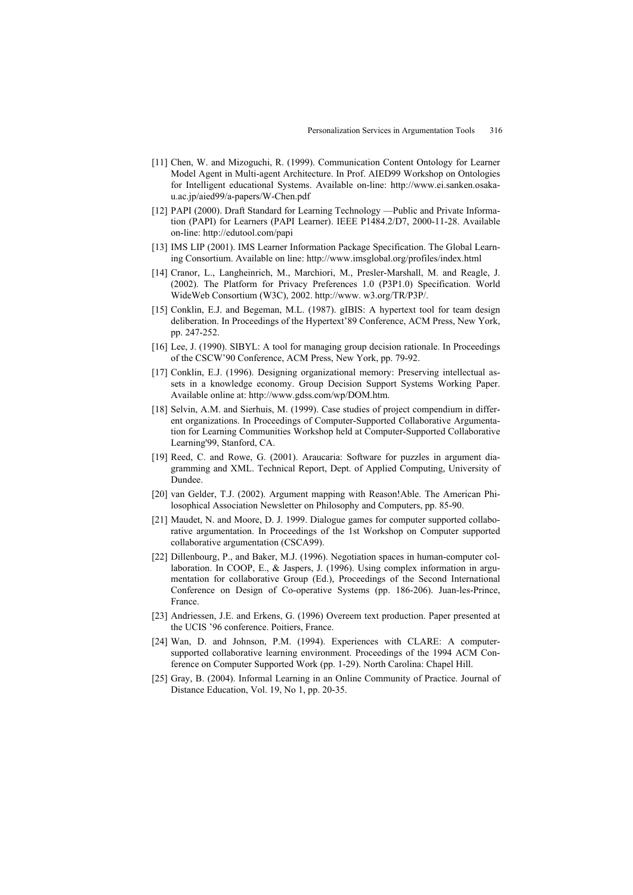[11] Chen, W. and Mizoguchi, R. (1999). Communication Content Ontology for Learner Model Agent in Multi-agent Architecture. In Prof. AIED99 Workshop on Ontologies for Intelligent educational Systems. Available on-line: http://www.ei.sanken.osaka-u.ac.jp/aied99/a-papers/W-Chen.pdf

[12] PAPI (2000). Draft Standard for Learning Technology —Public and Private Information (PAPI) for Learners (PAPI Learner). IEEE P1484.2/D7, 2000-11-28. Available on-line: http://edutool.com/papi

[13] IMS LIP (2001). IMS Learner Information Package Specification. The Global Learning Consortium. Available on line: http://www.imsglobal.org/profiles/index.html

[14] Cranor, L., Langheinrich, M., Marchiori, M., Presler-Marshall, M. and Reagle, J. (2002). The Platform for Privacy Preferences 1.0 (P3P1.0) Specification. World WideWeb Consortium (W3C), 2002. http://www. w3.org/TR/P3P/.

[15] Conklin, E.J. and Begeman, M.L. (1987). gIBIS: A hypertext tool for team design deliberation. In Proceedings of the Hypertext'89 Conference, ACM Press, New York, pp. 247-252.

[16] Lee, J. (1990). SIBYL: A tool for managing group decision rationale. In Proceedings of the CSCW'90 Conference, ACM Press, New York, pp. 79-92.

[17] Conklin, E.J. (1996). Designing organizational memory: Preserving intellectual assets in a knowledge economy. Group Decision Support Systems Working Paper. Available online at: http://www.gdss.com/wp/DOM.htm.

[18] Selvin, A.M. and Sierhuis, M. (1999). Case studies of project compendium in different organizations. In Proceedings of Computer-Supported Collaborative Argumentation for Learning Communities Workshop held at Computer-Supported Collaborative Learning'99, Stanford, CA.

[19] Reed, C. and Rowe, G. (2001). Araucaria: Software for puzzles in argument diagramming and XML. Technical Report, Dept. of Applied Computing, University of Dundee.

[20] van Gelder, T.J. (2002). Argument mapping with Reason!Able. The American Philosophical Association Newsletter on Philosophy and Computers, pp. 85-90.

[21] Maudet, N. and Moore, D. J. 1999. Dialogue games for computer supported collaborative argumentation. In Proceedings of the 1st Workshop on Computer supported collaborative argumentation (CSCA99).

[22] Dillenbourg, P., and Baker, M.J. (1996). Negotiation spaces in human-computer collaboration. In COOP, E., & Jaspers, J. (1996). Using complex information in argumentation for collaborative Group (Ed.), Proceedings of the Second International Conference on Design of Co-operative Systems (pp. 186-206). Juan-les-Prince, France.

[23] Andriessen, J.E. and Erkens, G. (1996) Overeem text production. Paper presented at the UCIS '96 conference. Poitiers, France.

[24] Wan, D. and Johnson, P.M. (1994). Experiences with CLARE: A computer-supported collaborative learning environment. Proceedings of the 1994 ACM Conference on Computer Supported Work (pp. 1-29). North Carolina: Chapel Hill.

[25] Gray, B. (2004). Informal Learning in an Online Community of Practice. Journal of Distance Education, Vol. 19, No 1, pp. 20-35.